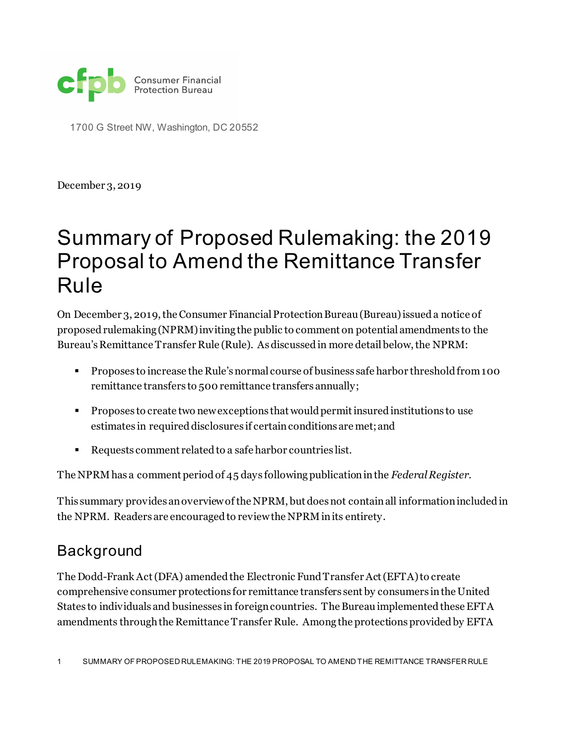Consumer Financial Protection Bureau

1700 G Street NW, Washington, DC 20552

December 3, 2019

# Summary of Proposed Rulemaking: the 2019 Proposal to Amend the Remittance Transfer Rule

On December 3, 2019, the Consumer Financial Protection Bureau (Bureau) issued a notice of proposed rulemaking (NPRM) inviting the public to comment on potential amendments to the Bureau's Remittance Transfer Rule (Rule). As discussed in more detail below, the NPRM:

- Proposes to increase the Rule's normal course of business safe harbor threshold from 100 remittance transfers to 500 remittance transfers annually;
- Proposes to create two new exceptions that would permit insured institutions to use estimates in required disclosures if certain conditions are met; and
- Requests comment related to a safe harbor countries list.

The NPRM has a comment period of 45 days following publication in the *Federal Register*.

This summary provides an overview of the NPRM, but does not contain all information included in the NPRM. Readers are encouraged to review the NPRM in its entirety.

## Background

The Dodd-Frank Act (DFA) amended the Electronic Fund Transfer Act (EFTA) to create comprehensive consumer protections for remittance transfers sent by consumers in the United States to individuals and businesses in foreign countries. The Bureau implemented these EFTA amendments through the Remittance Transfer Rule. Among the protections provided by EFTA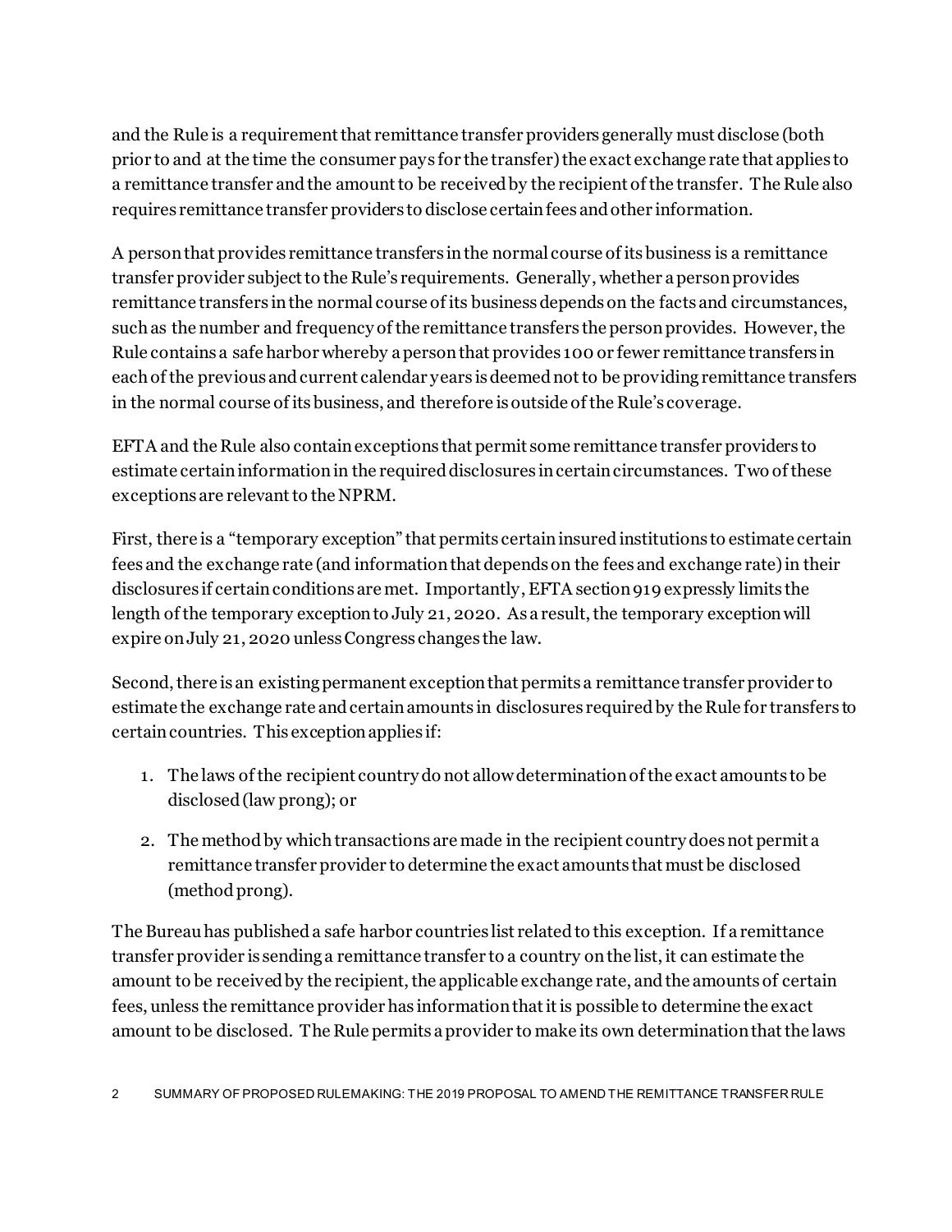and the Rule is a requirement that remittance transfer providers generally must disclose (both prior to and at the time the consumer pays for the transfer) the exact exchange rate that applies to a remittance transfer and the amount to be received by the recipient of the transfer. The Rule also requires remittance transfer providers to disclose certain fees and other information.

A person that provides remittance transfers in the normal course of its business is a remittance transfer provider subject to the Rule's requirements. Generally, whether a person provides remittance transfers in the normal course of its business depends on the facts and circumstances, such as the number and frequency of the remittance transfers the person provides. However, the Rule contains a safe harbor whereby a person that provides 100 or fewer remittance transfers in each of the previous and current calendar years is deemed not to be providing remittance transfers in the normal course of its business, and therefore is outside of the Rule's coverage.

EFTA and the Rule also contain exceptions that permit some remittance transfer providers to estimate certain information in the required disclosures in certain circumstances. Two of these exceptions are relevant to the NPRM.

First, there is a "temporary exception" that permits certain insured institutions to estimate certain fees and the exchange rate (and information that depends on the fees and exchange rate) in their disclosures if certain conditions are met. Importantly, EFTA section 919 expressly limits the length of the temporary exception to July 21, 2020. As a result, the temporary exception will expire on July 21, 2020 unless Congress changes the law.

Second, there is an existing permanent exception that permits a remittance transfer provider to estimate the exchange rate and certain amounts in disclosures required by the Rule for transfers to certain countries. This exception applies if:

1. The laws of the recipient country do not allow determination of the exact amounts to be disclosed (law prong); or
2. The method by which transactions are made in the recipient country does not permit a remittance transfer provider to determine the exact amounts that must be disclosed (method prong).

The Bureau has published a safe harbor countries list related to this exception. If a remittance transfer provider is sending a remittance transfer to a country on the list, it can estimate the amount to be received by the recipient, the applicable exchange rate, and the amounts of certain fees, unless the remittance provider has information that it is possible to determine the exact amount to be disclosed. The Rule permits a provider to make its own determination that the laws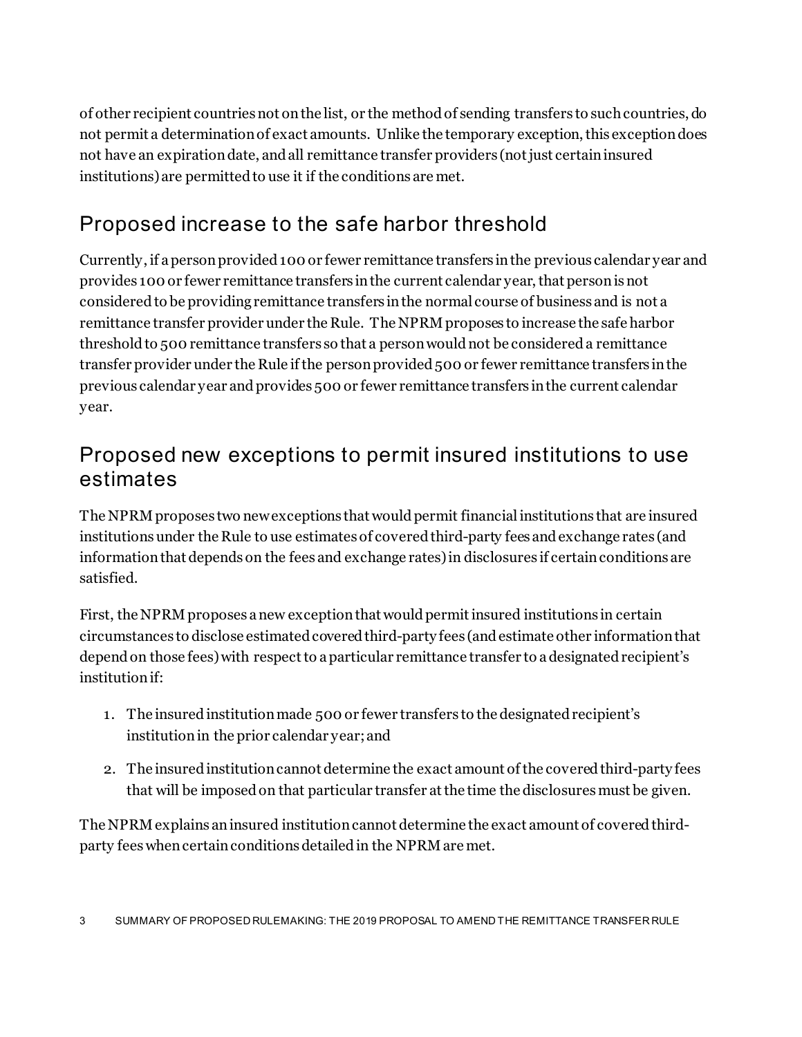of other recipient countries not on the list, or the method of sending transfers to such countries, do not permit a determination of exact amounts. Unlike the temporary exception, this exception does not have an expiration date, and all remittance transfer providers (not just certain insured institutions) are permitted to use it if the conditions are met.

## Proposed increase to the safe harbor threshold

Currently, if a person provided 100 or fewer remittance transfers in the previous calendar year and provides 100 or fewer remittance transfers in the current calendar year, that person is not considered to be providing remittance transfers in the normal course of business and is not a remittance transfer provider under the Rule. The NPRM proposes to increase the safe harbor threshold to 500 remittance transfers so that a person would not be considered a remittance transfer provider under the Rule if the person provided 500 or fewer remittance transfers in the previous calendar year and provides 500 or fewer remittance transfers in the current calendar year.

## Proposed new exceptions to permit insured institutions to use estimates

The NPRM proposes two new exceptions that would permit financial institutions that are insured institutions under the Rule to use estimates of covered third-party fees and exchange rates (and information that depends on the fees and exchange rates) in disclosures if certain conditions are satisfied.

First, the NPRM proposes a new exception that would permit insured institutions in certain circumstances to disclose estimated covered third-party fees (and estimate other information that depend on those fees) with respect to a particular remittance transfer to a designated recipient's institution if:

1. The insured institution made 500 or fewer transfers to the designated recipient's institution in the prior calendar year; and
2. The insured institution cannot determine the exact amount of the covered third-party fees that will be imposed on that particular transfer at the time the disclosures must be given.

The NPRM explains an insured institution cannot determine the exact amount of covered third-party fees when certain conditions detailed in the NPRM are met.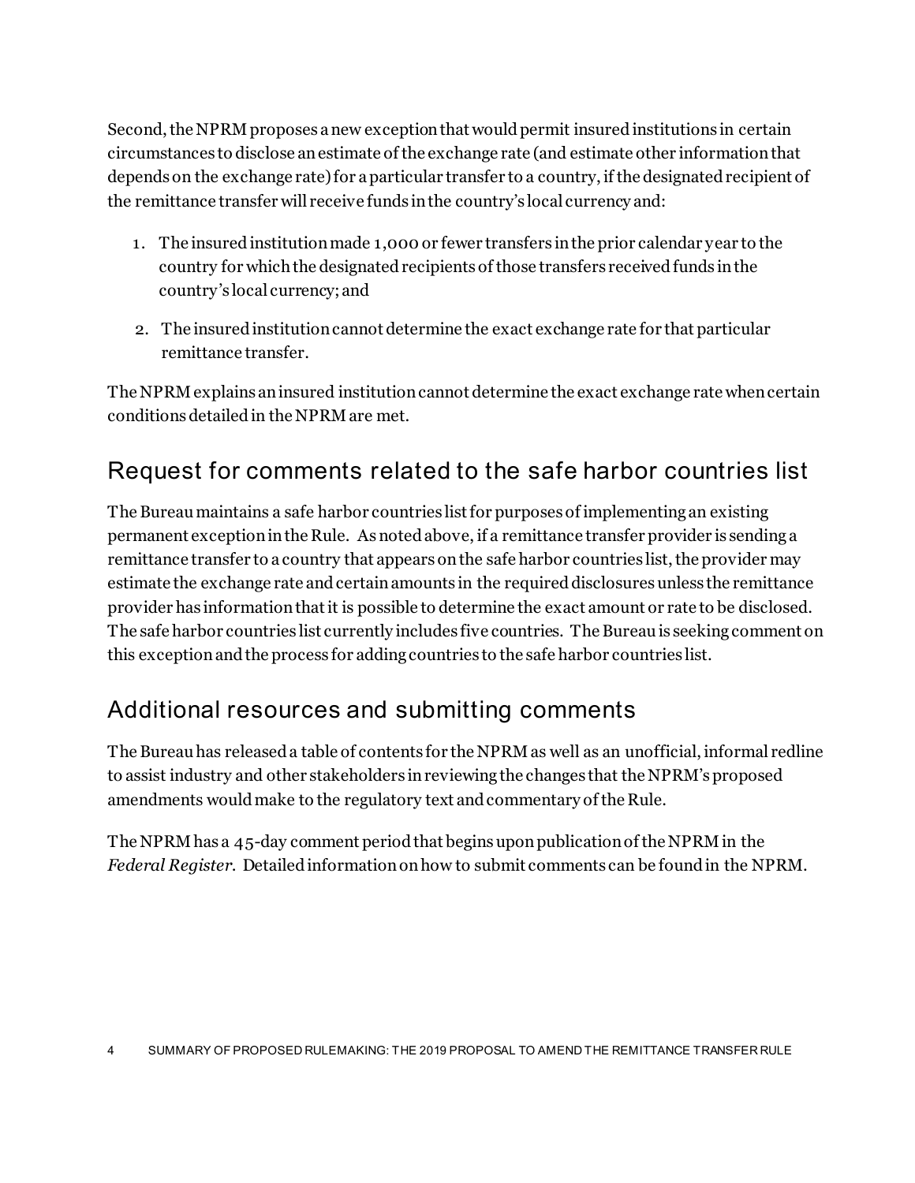Second, the NPRM proposes a new exception that would permit insured institutions in certain circumstances to disclose an estimate of the exchange rate (and estimate other information that depends on the exchange rate) for a particular transfer to a country, if the designated recipient of the remittance transfer will receive funds in the country's local currency and:

1. The insured institution made 1,000 or fewer transfers in the prior calendar year to the country for which the designated recipients of those transfers received funds in the country's local currency; and
2. The insured institution cannot determine the exact exchange rate for that particular remittance transfer.

The NPRM explains an insured institution cannot determine the exact exchange rate when certain conditions detailed in the NPRM are met.

## Request for comments related to the safe harbor countries list

The Bureau maintains a safe harbor countries list for purposes of implementing an existing permanent exception in the Rule. As noted above, if a remittance transfer provider is sending a remittance transfer to a country that appears on the safe harbor countries list, the provider may estimate the exchange rate and certain amounts in the required disclosures unless the remittance provider has information that it is possible to determine the exact amount or rate to be disclosed. The safe harbor countries list currently includes five countries. The Bureau is seeking comment on this exception and the process for adding countries to the safe harbor countries list.

## Additional resources and submitting comments

The Bureau has released a table of contents for the NPRM as well as an unofficial, informal redline to assist industry and other stakeholders in reviewing the changes that the NPRM's proposed amendments would make to the regulatory text and commentary of the Rule.

The NPRM has a 45-day comment period that begins upon publication of the NPRM in the *Federal Register*. Detailed information on how to submit comments can be found in the NPRM.